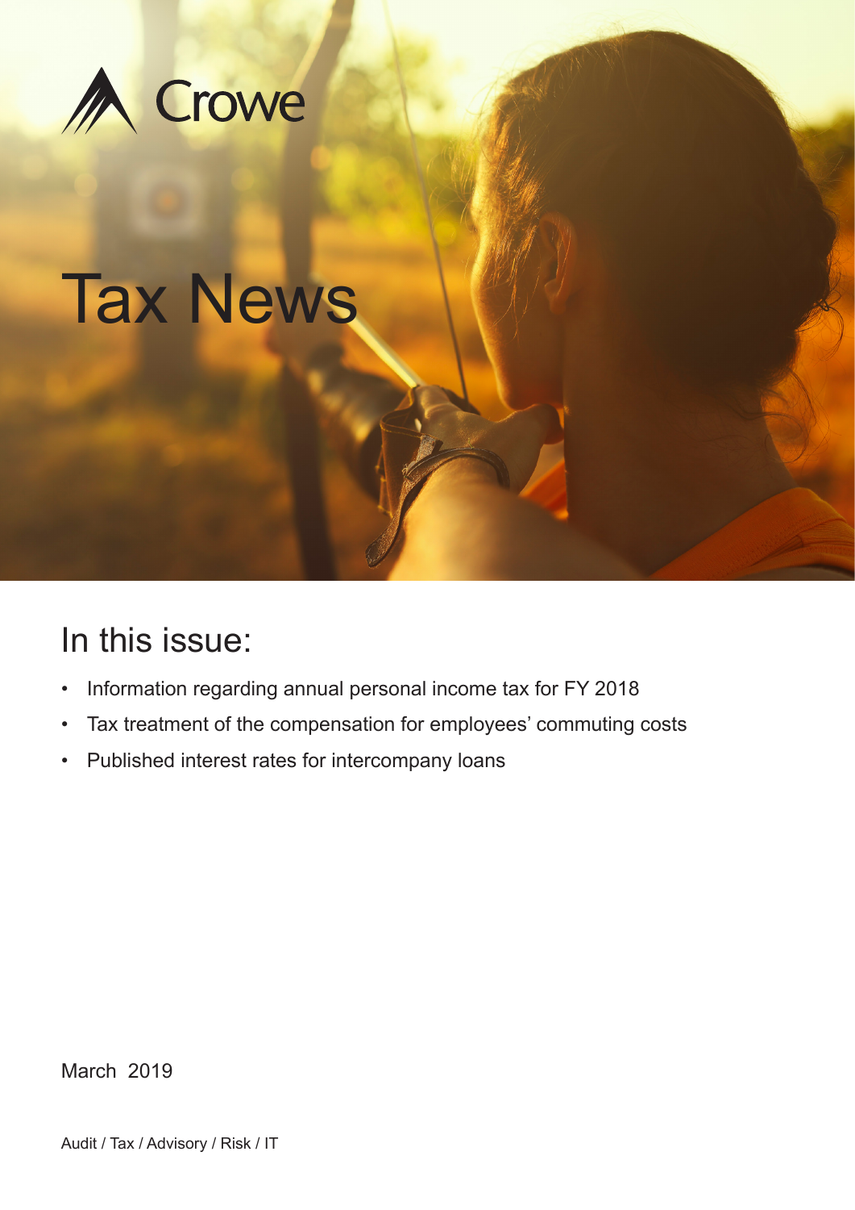Crowe

# Tax News

## In this issue:

- Information regarding annual personal income tax for FY 2018
- Tax treatment of the compensation for employees' commuting costs
- Published interest rates for intercompany loans

March 2019

Audit / Tax / Advisory / Risk / IT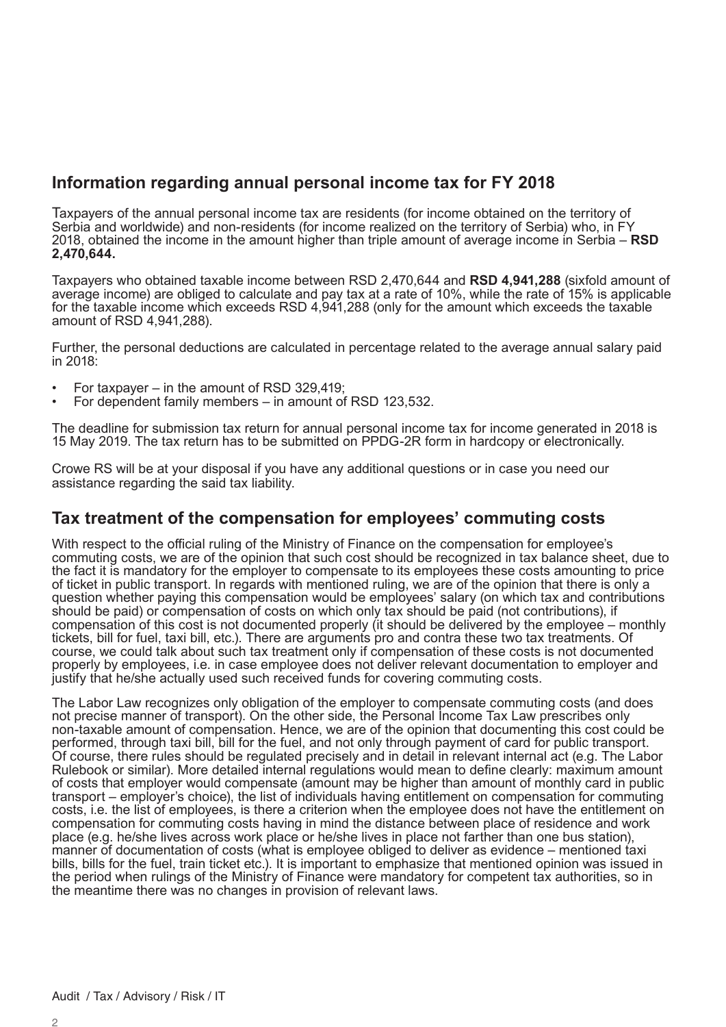## Information regarding annual personal income tax for FY 2018

Taxpayers of the annual personal income tax are residents (for income obtained on the territory of Serbia and worldwide) and non-residents (for income realized on the territory of Serbia) who, in FY 2018, obtained the income in the amount higher than triple amount of average income in Serbia – **RSD 2,470,644.**

Taxpayers who obtained taxable income between RSD 2,470,644 and **RSD 4,941,288** (sixfold amount of average income) are obliged to calculate and pay tax at a rate of 10%, while the rate of 15% is applicable for the taxable income which exceeds RSD 4,941,288 (only for the amount which exceeds the taxable amount of RSD 4,941,288).

Further, the personal deductions are calculated in percentage related to the average annual salary paid in 2018:

- For taxpayer – in the amount of RSD 329,419;
- For dependent family members – in amount of RSD 123,532.

The deadline for submission tax return for annual personal income tax for income generated in 2018 is 15 May 2019. The tax return has to be submitted on PPDG-2R form in hardcopy or electronically.

Crowe RS will be at your disposal if you have any additional questions or in case you need our assistance regarding the said tax liability.

## Tax treatment of the compensation for employees' commuting costs

With respect to the official ruling of the Ministry of Finance on the compensation for employee's commuting costs, we are of the opinion that such cost should be recognized in tax balance sheet, due to the fact it is mandatory for the employer to compensate to its employees these costs amounting to price of ticket in public transport. In regards with mentioned ruling, we are of the opinion that there is only a question whether paying this compensation would be employees' salary (on which tax and contributions should be paid) or compensation of costs on which only tax should be paid (not contributions), if compensation of this cost is not documented properly (it should be delivered by the employee – monthly tickets, bill for fuel, taxi bill, etc.). There are arguments pro and contra these two tax treatments. Of course, we could talk about such tax treatment only if compensation of these costs is not documented properly by employees, i.e. in case employee does not deliver relevant documentation to employer and justify that he/she actually used such received funds for covering commuting costs.

The Labor Law recognizes only obligation of the employer to compensate commuting costs (and does not precise manner of transport). On the other side, the Personal Income Tax Law prescribes only non-taxable amount of compensation. Hence, we are of the opinion that documenting this cost could be performed, through taxi bill, bill for the fuel, and not only through payment of card for public transport. Of course, there rules should be regulated precisely and in detail in relevant internal act (e.g. The Labor Rulebook or similar). More detailed internal regulations would mean to define clearly: maximum amount of costs that employer would compensate (amount may be higher than amount of monthly card in public transport – employer's choice), the list of individuals having entitlement on compensation for commuting costs, i.e. the list of employees, is there a criterion when the employee does not have the entitlement on compensation for commuting costs having in mind the distance between place of residence and work place (e.g. he/she lives across work place or he/she lives in place not farther than one bus station), manner of documentation of costs (what is employee obliged to deliver as evidence – mentioned taxi bills, bills for the fuel, train ticket etc.). It is important to emphasize that mentioned opinion was issued in the period when rulings of the Ministry of Finance were mandatory for competent tax authorities, so in the meantime there was no changes in provision of relevant laws.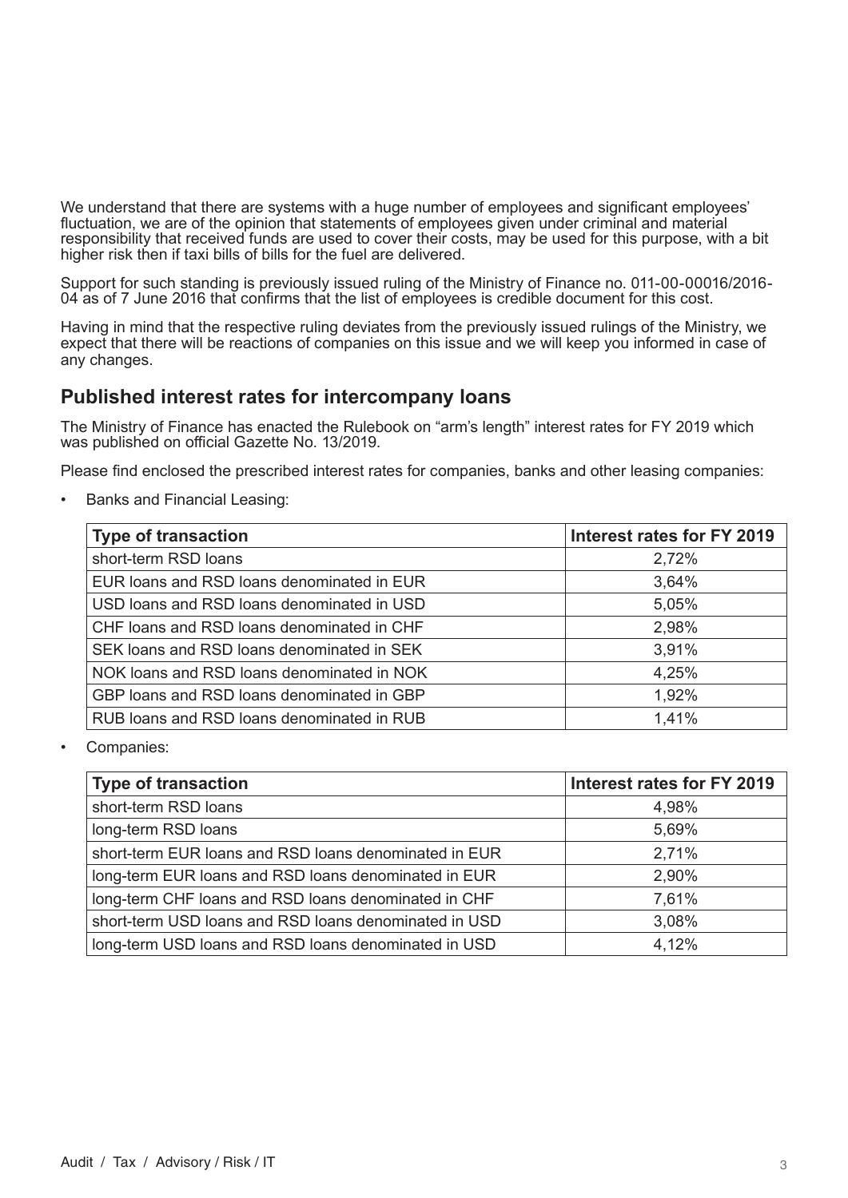We understand that there are systems with a huge number of employees and significant employees' fluctuation, we are of the opinion that statements of employees given under criminal and material responsibility that received funds are used to cover their costs, may be used for this purpose, with a bit higher risk then if taxi bills of bills for the fuel are delivered.

Support for such standing is previously issued ruling of the Ministry of Finance no. 011-00-00016/2016-04 as of 7 June 2016 that confirms that the list of employees is credible document for this cost.

Having in mind that the respective ruling deviates from the previously issued rulings of the Ministry, we expect that there will be reactions of companies on this issue and we will keep you informed in case of any changes.

## Published interest rates for intercompany loans

The Ministry of Finance has enacted the Rulebook on "arm's length" interest rates for FY 2019 which was published on official Gazette No. 13/2019.

Please find enclosed the prescribed interest rates for companies, banks and other leasing companies:

- Banks and Financial Leasing:

| Type of transaction | Interest rates for FY 2019 |
| --- | --- |
| short-term RSD loans | 2,72% |
| EUR loans and RSD loans denominated in EUR | 3,64% |
| USD loans and RSD loans denominated in USD | 5,05% |
| CHF loans and RSD loans denominated in CHF | 2,98% |
| SEK loans and RSD loans denominated in SEK | 3,91% |
| NOK loans and RSD loans denominated in NOK | 4,25% |
| GBP loans and RSD loans denominated in GBP | 1,92% |
| RUB loans and RSD loans denominated in RUB | 1,41% |

- Companies:

| Type of transaction | Interest rates for FY 2019 |
| --- | --- |
| short-term RSD loans | 4,98% |
| long-term RSD loans | 5,69% |
| short-term EUR loans and RSD loans denominated in EUR | 2,71% |
| long-term EUR loans and RSD loans denominated in EUR | 2,90% |
| long-term CHF loans and RSD loans denominated in CHF | 7,61% |
| short-term USD loans and RSD loans denominated in USD | 3,08% |
| long-term USD loans and RSD loans denominated in USD | 4,12% |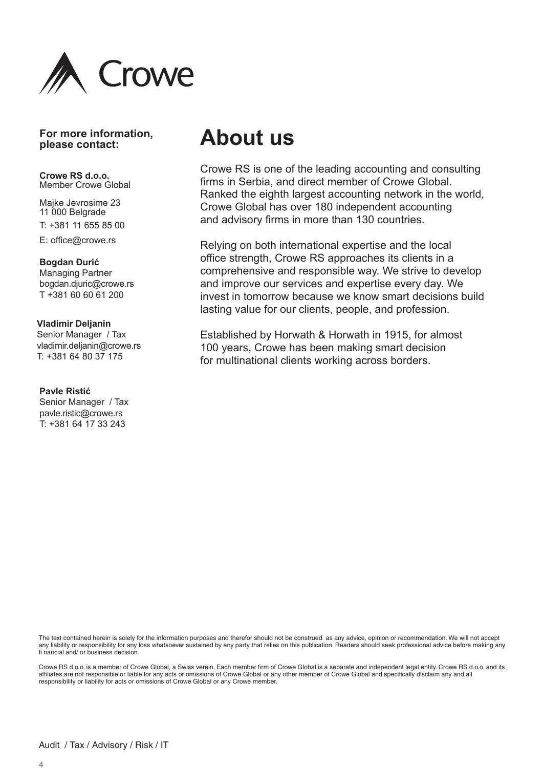Crowe

**For more information, please contact:**

**Crowe RS d.o.o.**
Member Crowe Global

Majke Jevrosime 23
11 000 Belgrade

T: +381 11 655 85 00

E: office@crowe.rs

**Bogdan Đurić**
Managing Partner
bogdan.djuric@crowe.rs
T +381 60 60 61 200

**Vladimir Deljanin**
Senior Manager / Tax
vladimir.deljanin@crowe.rs
T: +381 64 80 37 175

**Pavle Ristić**
Senior Manager / Tax
pavle.ristic@crowe.rs
T: +381 64 17 33 243

# About us

Crowe RS is one of the leading accounting and consulting firms in Serbia, and direct member of Crowe Global. Ranked the eighth largest accounting network in the world, Crowe Global has over 180 independent accounting and advisory firms in more than 130 countries.

Relying on both international expertise and the local office strength, Crowe RS approaches its clients in a comprehensive and responsible way. We strive to develop and improve our services and expertise every day. We invest in tomorrow because we know smart decisions build lasting value for our clients, people, and profession.

Established by Horwath & Horwath in 1915, for almost 100 years, Crowe has been making smart decision for multinational clients working across borders.

The text contained herein is solely for the information purposes and therefor should not be construed as any advice, opinion or recommendation. We will not accept any liability or responsibility for any loss whatsoever sustained by any party that relies on this publication. Readers should seek professional advice before making any fi nancial and/ or business decision.

Crowe RS d.o.o. is a member of Crowe Global, a Swiss verein. Each member firm of Crowe Global is a separate and independent legal entity. Crowe RS d.o.o. and its affiliates are not responsible or liable for any acts or omissions of Crowe Global or any other member of Crowe Global and specifically disclaim any and all responsibility or liability for acts or omissions of Crowe Global or any Crowe member.

Audit / Tax / Advisory / Risk / IT